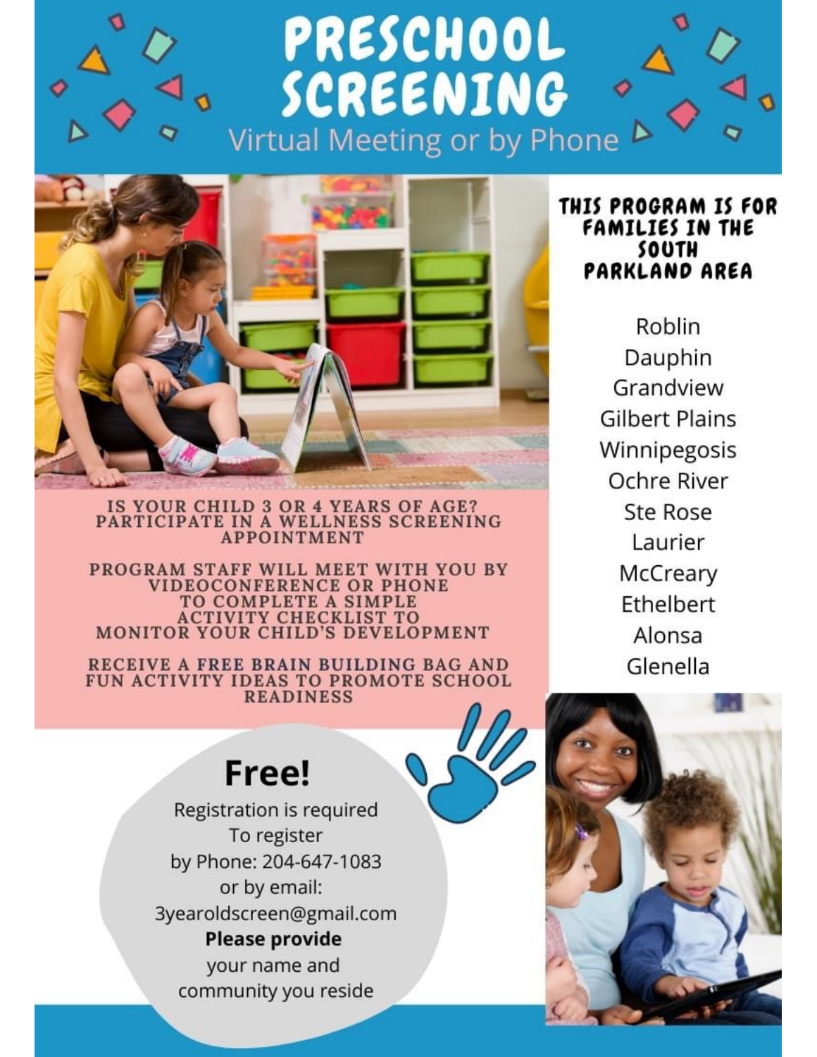# PRESCHOOL SCREENING

Virtual Meeting or by Phone

**THIS PROGRAM IS FOR FAMILIES IN THE SOUTH PARKLAND AREA**

- Roblin
- Dauphin
- Grandview
- Gilbert Plains
- Winnipegosis
- Ochre River
- Ste Rose
- Laurier
- McCreary
- Ethelbert
- Alonsa
- Glenella

IS YOUR CHILD 3 OR 4 YEARS OF AGE? PARTICIPATE IN A WELLNESS SCREENING APPOINTMENT

PROGRAM STAFF WILL MEET WITH YOU BY VIDEOCONFERENCE OR PHONE TO COMPLETE A SIMPLE ACTIVITY CHECKLIST TO MONITOR YOUR CHILD'S DEVELOPMENT

RECEIVE A FREE BRAIN BUILDING BAG AND FUN ACTIVITY IDEAS TO PROMOTE SCHOOL READINESS

## Free!

Registration is required
To register
by Phone: 204-647-1083
or by email:
3yearoldscreen@gmail.com
**Please provide**
your name and
community you reside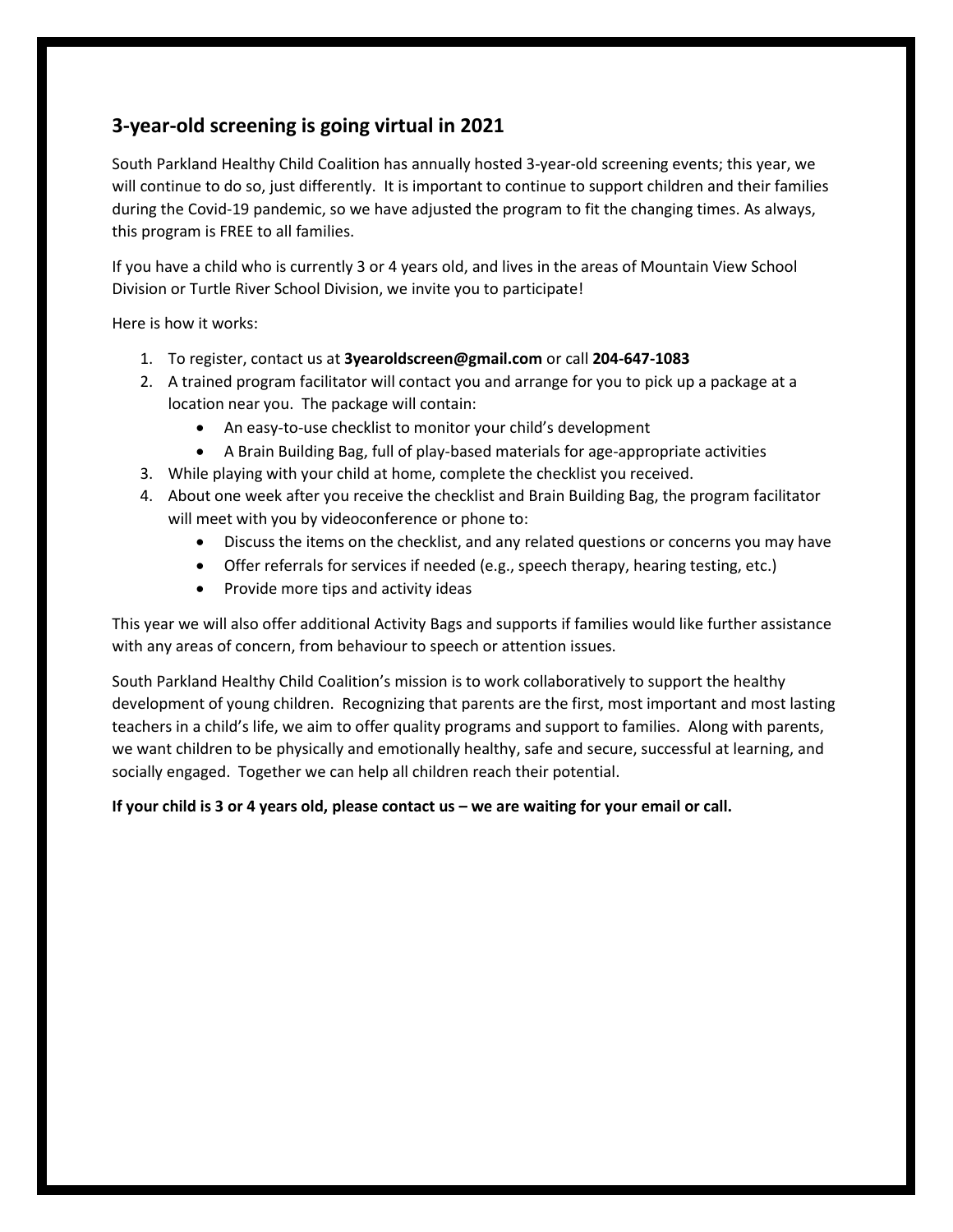## 3-year-old screening is going virtual in 2021

South Parkland Healthy Child Coalition has annually hosted 3-year-old screening events; this year, we will continue to do so, just differently. It is important to continue to support children and their families during the Covid-19 pandemic, so we have adjusted the program to fit the changing times. As always, this program is FREE to all families.

If you have a child who is currently 3 or 4 years old, and lives in the areas of Mountain View School Division or Turtle River School Division, we invite you to participate!

Here is how it works:

1. To register, contact us at **3yearoldscreen@gmail.com** or call **204-647-1083**
2. A trained program facilitator will contact you and arrange for you to pick up a package at a location near you. The package will contain:
    - An easy-to-use checklist to monitor your child's development
    - A Brain Building Bag, full of play-based materials for age-appropriate activities
3. While playing with your child at home, complete the checklist you received.
4. About one week after you receive the checklist and Brain Building Bag, the program facilitator will meet with you by videoconference or phone to:
    - Discuss the items on the checklist, and any related questions or concerns you may have
    - Offer referrals for services if needed (e.g., speech therapy, hearing testing, etc.)
    - Provide more tips and activity ideas

This year we will also offer additional Activity Bags and supports if families would like further assistance with any areas of concern, from behaviour to speech or attention issues.

South Parkland Healthy Child Coalition's mission is to work collaboratively to support the healthy development of young children. Recognizing that parents are the first, most important and most lasting teachers in a child's life, we aim to offer quality programs and support to families. Along with parents, we want children to be physically and emotionally healthy, safe and secure, successful at learning, and socially engaged. Together we can help all children reach their potential.

**If your child is 3 or 4 years old, please contact us – we are waiting for your email or call.**